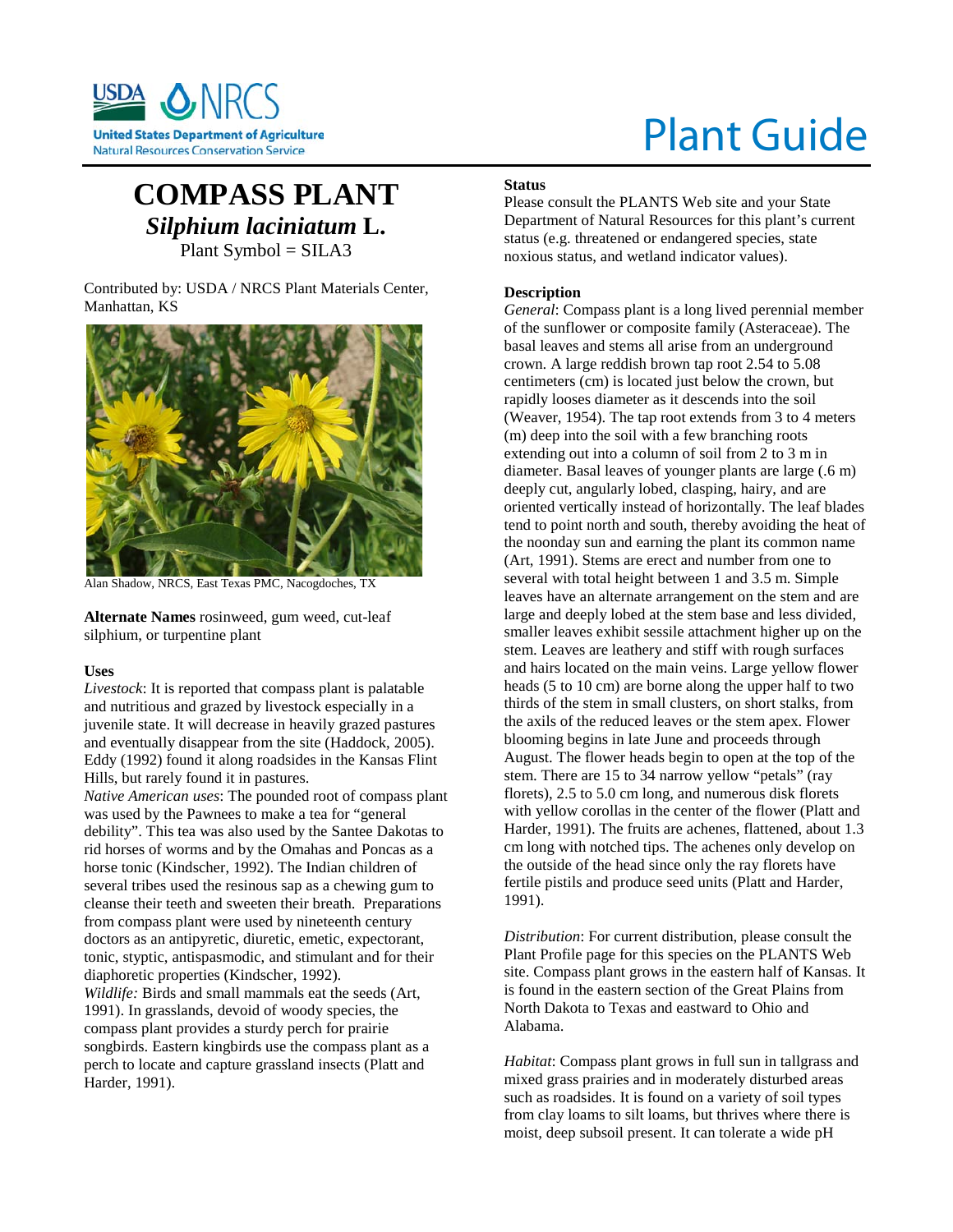Plant Guide

# COMPASS PLANT

## *Silphium laciniatum* L.

Plant Symbol = SILA3

Contributed by: USDA / NRCS Plant Materials Center, Manhattan, KS

Alan Shadow, NRCS, East Texas PMC, Nacogdoches, TX

**Alternate Names** rosinweed, gum weed, cut-leaf silphium, or turpentine plant

### Uses

*Livestock*: It is reported that compass plant is palatable and nutritious and grazed by livestock especially in a juvenile state. It will decrease in heavily grazed pastures and eventually disappear from the site (Haddock, 2005). Eddy (1992) found it along roadsides in the Kansas Flint Hills, but rarely found it in pastures.

*Native American uses*: The pounded root of compass plant was used by the Pawnees to make a tea for "general debility". This tea was also used by the Santee Dakotas to rid horses of worms and by the Omahas and Poncas as a horse tonic (Kindscher, 1992). The Indian children of several tribes used the resinous sap as a chewing gum to cleanse their teeth and sweeten their breath. Preparations from compass plant were used by nineteenth century doctors as an antipyretic, diuretic, emetic, expectorant, tonic, styptic, antispasmodic, and stimulant and for their diaphoretic properties (Kindscher, 1992).

*Wildlife:* Birds and small mammals eat the seeds (Art, 1991). In grasslands, devoid of woody species, the compass plant provides a sturdy perch for prairie songbirds. Eastern kingbirds use the compass plant as a perch to locate and capture grassland insects (Platt and Harder, 1991).

### Status

Please consult the PLANTS Web site and your State Department of Natural Resources for this plant's current status (e.g. threatened or endangered species, state noxious status, and wetland indicator values).

### Description

*General*: Compass plant is a long lived perennial member of the sunflower or composite family (Asteraceae). The basal leaves and stems all arise from an underground crown. A large reddish brown tap root 2.54 to 5.08 centimeters (cm) is located just below the crown, but rapidly looses diameter as it descends into the soil (Weaver, 1954). The tap root extends from 3 to 4 meters (m) deep into the soil with a few branching roots extending out into a column of soil from 2 to 3 m in diameter. Basal leaves of younger plants are large (.6 m) deeply cut, angularly lobed, clasping, hairy, and are oriented vertically instead of horizontally. The leaf blades tend to point north and south, thereby avoiding the heat of the noonday sun and earning the plant its common name (Art, 1991). Stems are erect and number from one to several with total height between 1 and 3.5 m. Simple leaves have an alternate arrangement on the stem and are large and deeply lobed at the stem base and less divided, smaller leaves exhibit sessile attachment higher up on the stem. Leaves are leathery and stiff with rough surfaces and hairs located on the main veins. Large yellow flower heads (5 to 10 cm) are borne along the upper half to two thirds of the stem in small clusters, on short stalks, from the axils of the reduced leaves or the stem apex. Flower blooming begins in late June and proceeds through August. The flower heads begin to open at the top of the stem. There are 15 to 34 narrow yellow "petals" (ray florets), 2.5 to 5.0 cm long, and numerous disk florets with yellow corollas in the center of the flower (Platt and Harder, 1991). The fruits are achenes, flattened, about 1.3 cm long with notched tips. The achenes only develop on the outside of the head since only the ray florets have fertile pistils and produce seed units (Platt and Harder, 1991).

*Distribution*: For current distribution, please consult the Plant Profile page for this species on the PLANTS Web site. Compass plant grows in the eastern half of Kansas. It is found in the eastern section of the Great Plains from North Dakota to Texas and eastward to Ohio and Alabama.

*Habitat*: Compass plant grows in full sun in tallgrass and mixed grass prairies and in moderately disturbed areas such as roadsides. It is found on a variety of soil types from clay loams to silt loams, but thrives where there is moist, deep subsoil present. It can tolerate a wide pH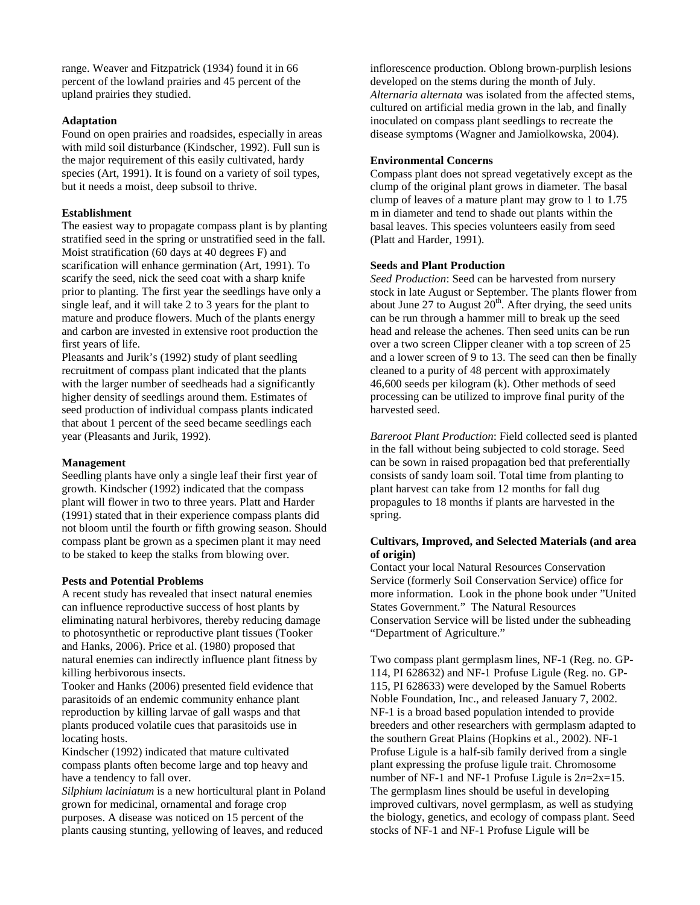range. Weaver and Fitzpatrick (1934) found it in 66 percent of the lowland prairies and 45 percent of the upland prairies they studied.

**Adaptation**

Found on open prairies and roadsides, especially in areas with mild soil disturbance (Kindscher, 1992). Full sun is the major requirement of this easily cultivated, hardy species (Art, 1991). It is found on a variety of soil types, but it needs a moist, deep subsoil to thrive.

**Establishment**

The easiest way to propagate compass plant is by planting stratified seed in the spring or unstratified seed in the fall. Moist stratification (60 days at 40 degrees F) and scarification will enhance germination (Art, 1991). To scarify the seed, nick the seed coat with a sharp knife prior to planting. The first year the seedlings have only a single leaf, and it will take 2 to 3 years for the plant to mature and produce flowers. Much of the plants energy and carbon are invested in extensive root production the first years of life.

Pleasants and Jurik's (1992) study of plant seedling recruitment of compass plant indicated that the plants with the larger number of seedheads had a significantly higher density of seedlings around them. Estimates of seed production of individual compass plants indicated that about 1 percent of the seed became seedlings each year (Pleasants and Jurik, 1992).

**Management**

Seedling plants have only a single leaf their first year of growth. Kindscher (1992) indicated that the compass plant will flower in two to three years. Platt and Harder (1991) stated that in their experience compass plants did not bloom until the fourth or fifth growing season. Should compass plant be grown as a specimen plant it may need to be staked to keep the stalks from blowing over.

**Pests and Potential Problems**

A recent study has revealed that insect natural enemies can influence reproductive success of host plants by eliminating natural herbivores, thereby reducing damage to photosynthetic or reproductive plant tissues (Tooker and Hanks, 2006). Price et al. (1980) proposed that natural enemies can indirectly influence plant fitness by killing herbivorous insects.

Tooker and Hanks (2006) presented field evidence that parasitoids of an endemic community enhance plant reproduction by killing larvae of gall wasps and that plants produced volatile cues that parasitoids use in locating hosts.

Kindscher (1992) indicated that mature cultivated compass plants often become large and top heavy and have a tendency to fall over.

*Silphium laciniatum* is a new horticultural plant in Poland grown for medicinal, ornamental and forage crop purposes. A disease was noticed on 15 percent of the plants causing stunting, yellowing of leaves, and reduced inflorescence production. Oblong brown-purplish lesions developed on the stems during the month of July. *Alternaria alternata* was isolated from the affected stems, cultured on artificial media grown in the lab, and finally inoculated on compass plant seedlings to recreate the disease symptoms (Wagner and Jamiolkowska, 2004).

**Environmental Concerns**

Compass plant does not spread vegetatively except as the clump of the original plant grows in diameter. The basal clump of leaves of a mature plant may grow to 1 to 1.75 m in diameter and tend to shade out plants within the basal leaves. This species volunteers easily from seed (Platt and Harder, 1991).

**Seeds and Plant Production**

*Seed Production*: Seed can be harvested from nursery stock in late August or September. The plants flower from about June 27 to August 20th. After drying, the seed units can be run through a hammer mill to break up the seed head and release the achenes. Then seed units can be run over a two screen Clipper cleaner with a top screen of 25 and a lower screen of 9 to 13. The seed can then be finally cleaned to a purity of 48 percent with approximately 46,600 seeds per kilogram (k). Other methods of seed processing can be utilized to improve final purity of the harvested seed.

*Bareroot Plant Production*: Field collected seed is planted in the fall without being subjected to cold storage. Seed can be sown in raised propagation bed that preferentially consists of sandy loam soil. Total time from planting to plant harvest can take from 12 months for fall dug propagules to 18 months if plants are harvested in the spring.

**Cultivars, Improved, and Selected Materials (and area of origin)**

Contact your local Natural Resources Conservation Service (formerly Soil Conservation Service) office for more information. Look in the phone book under "United States Government." The Natural Resources Conservation Service will be listed under the subheading "Department of Agriculture."

Two compass plant germplasm lines, NF-1 (Reg. no. GP-114, PI 628632) and NF-1 Profuse Ligule (Reg. no. GP-115, PI 628633) were developed by the Samuel Roberts Noble Foundation, Inc., and released January 7, 2002. NF-1 is a broad based population intended to provide breeders and other researchers with germplasm adapted to the southern Great Plains (Hopkins et al., 2002). NF-1 Profuse Ligule is a half-sib family derived from a single plant expressing the profuse ligule trait. Chromosome number of NF-1 and NF-1 Profuse Ligule is $2n=2x=15$. The germplasm lines should be useful in developing improved cultivars, novel germplasm, as well as studying the biology, genetics, and ecology of compass plant. Seed stocks of NF-1 and NF-1 Profuse Ligule will be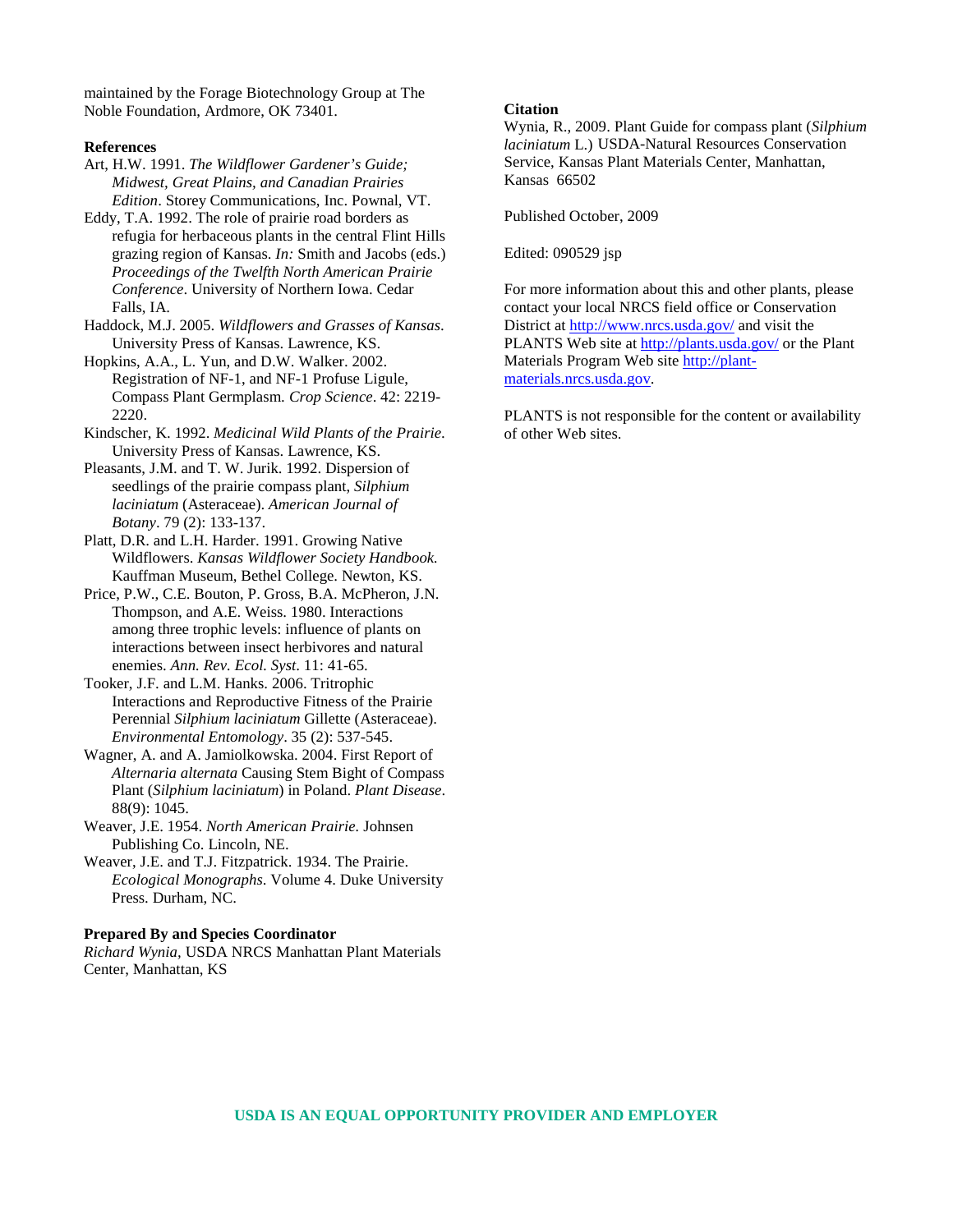maintained by the Forage Biotechnology Group at The Noble Foundation, Ardmore, OK 73401.

**References**

Art, H.W. 1991. *The Wildflower Gardener's Guide; Midwest, Great Plains, and Canadian Prairies Edition*. Storey Communications, Inc. Pownal, VT.

Eddy, T.A. 1992. The role of prairie road borders as refugia for herbaceous plants in the central Flint Hills grazing region of Kansas. *In:* Smith and Jacobs (eds.) *Proceedings of the Twelfth North American Prairie Conference*. University of Northern Iowa. Cedar Falls, IA.

Haddock, M.J. 2005. *Wildflowers and Grasses of Kansas*. University Press of Kansas. Lawrence, KS.

Hopkins, A.A., L. Yun, and D.W. Walker. 2002. Registration of NF-1, and NF-1 Profuse Ligule, Compass Plant Germplasm. *Crop Science*. 42: 2219-2220.

Kindscher, K. 1992. *Medicinal Wild Plants of the Prairie*. University Press of Kansas. Lawrence, KS.

Pleasants, J.M. and T. W. Jurik. 1992. Dispersion of seedlings of the prairie compass plant, *Silphium laciniatum* (Asteraceae). *American Journal of Botany*. 79 (2): 133-137.

Platt, D.R. and L.H. Harder. 1991. Growing Native Wildflowers. *Kansas Wildflower Society Handbook.* Kauffman Museum, Bethel College. Newton, KS.

Price, P.W., C.E. Bouton, P. Gross, B.A. McPheron, J.N. Thompson, and A.E. Weiss. 1980. Interactions among three trophic levels: influence of plants on interactions between insect herbivores and natural enemies. *Ann. Rev. Ecol. Syst*. 11: 41-65.

Tooker, J.F. and L.M. Hanks. 2006. Tritrophic Interactions and Reproductive Fitness of the Prairie Perennial *Silphium laciniatum* Gillette (Asteraceae). *Environmental Entomology*. 35 (2): 537-545.

Wagner, A. and A. Jamiolkowska. 2004. First Report of *Alternaria alternata* Causing Stem Bight of Compass Plant (*Silphium laciniatum*) in Poland. *Plant Disease*. 88(9): 1045.

Weaver, J.E. 1954. *North American Prairie.* Johnsen Publishing Co. Lincoln, NE.

Weaver, J.E. and T.J. Fitzpatrick. 1934. The Prairie. *Ecological Monographs.* Volume 4. Duke University Press. Durham, NC.

**Prepared By and Species Coordinator**

*Richard Wynia,* USDA NRCS Manhattan Plant Materials Center, Manhattan, KS

**Citation**

Wynia, R., 2009. Plant Guide for compass plant (*Silphium laciniatum* L.) USDA-Natural Resources Conservation Service, Kansas Plant Materials Center, Manhattan, Kansas 66502

Published October, 2009

Edited: 090529 jsp

For more information about this and other plants, please contact your local NRCS field office or Conservation District at http://www.nrcs.usda.gov/ and visit the PLANTS Web site at http://plants.usda.gov/ or the Plant Materials Program Web site http://plant-materials.nrcs.usda.gov.

PLANTS is not responsible for the content or availability of other Web sites.

**USDA IS AN EQUAL OPPORTUNITY PROVIDER AND EMPLOYER**